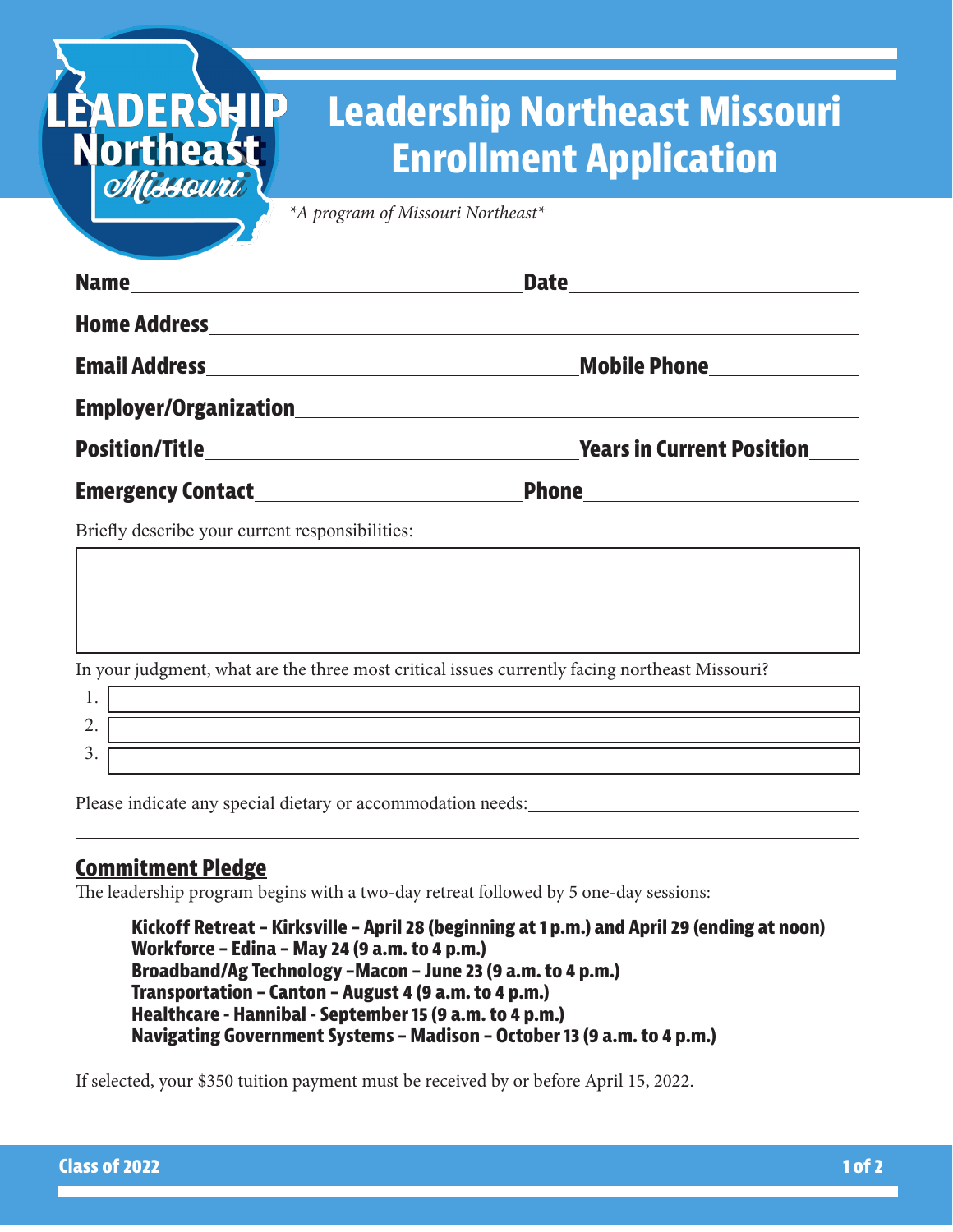# Leadership Northeast Missouri Enrollment Application

*\*A program of Missouri Northeast\**

**Name** ______________________________ **Date** ____________________

**Home Address** ______________________________________________________

**Email Address** __________________________ **Mobile Phone** ____________

**Employer/Organization** ______________________________________________

**Position/Title** __________________________ **Years in Current Position** _____

**Emergency Contact** ____________________ **Phone** ____________________

Briefly describe your current responsibilities:

In your judgment, what are the three most critical issues currently facing northeast Missouri?

1. 
2. 
3. 

Please indicate any special dietary or accommodation needs: ______________________________

## Commitment Pledge

The leadership program begins with a two-day retreat followed by 5 one-day sessions:

**Kickoff Retreat – Kirksville – April 28 (beginning at 1 p.m.) and April 29 (ending at noon)**
**Workforce – Edina – May 24 (9 a.m. to 4 p.m.)**
**Broadband/Ag Technology –Macon – June 23 (9 a.m. to 4 p.m.)**
**Transportation – Canton – August 4 (9 a.m. to 4 p.m.)**
**Healthcare - Hannibal - September 15 (9 a.m. to 4 p.m.)**
**Navigating Government Systems – Madison – October 13 (9 a.m. to 4 p.m.)**

If selected, your $350 tuition payment must be received by or before April 15, 2022.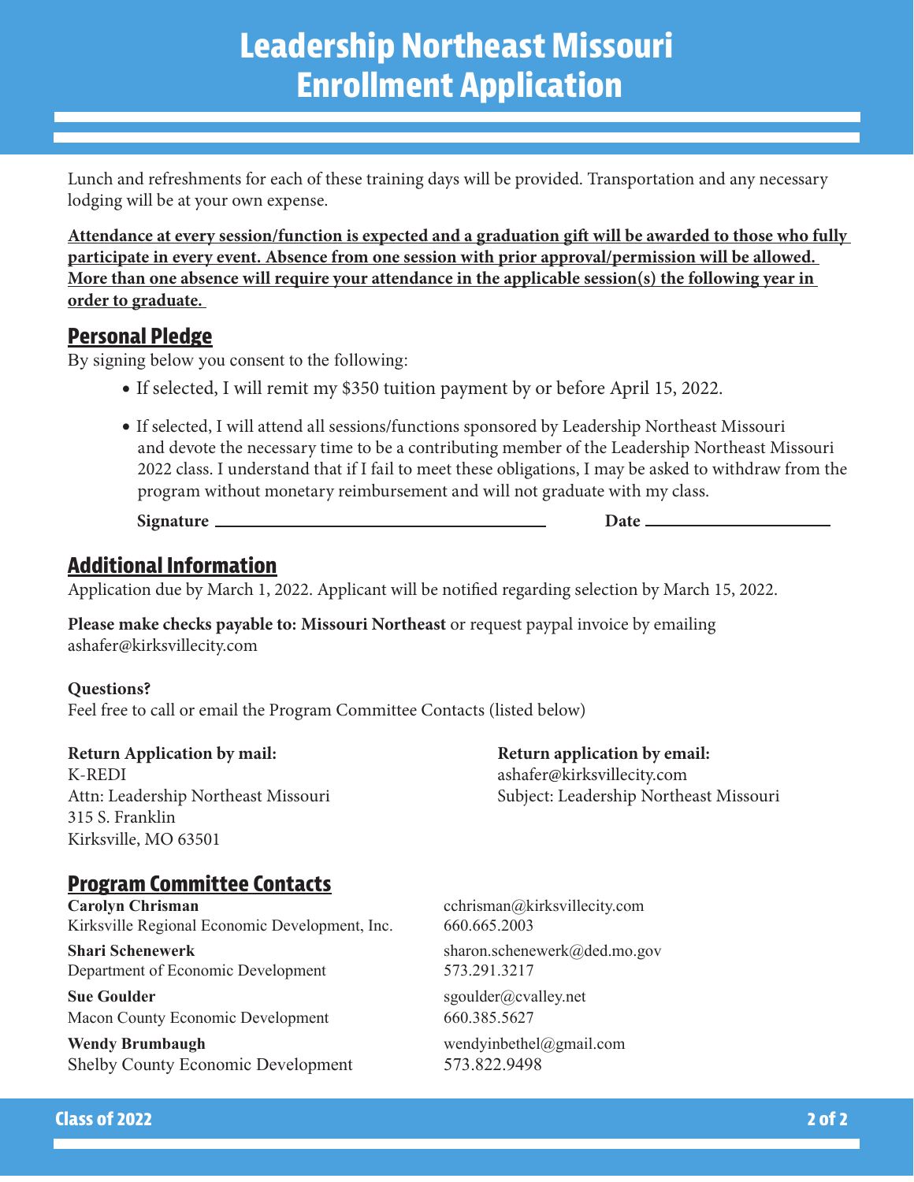# Leadership Northeast Missouri Enrollment Application

Lunch and refreshments for each of these training days will be provided. Transportation and any necessary lodging will be at your own expense.

**Attendance at every session/function is expected and a graduation gift will be awarded to those who fully participate in every event. Absence from one session with prior approval/permission will be allowed. More than one absence will require your attendance in the applicable session(s) the following year in order to graduate.**

## Personal Pledge

By signing below you consent to the following:

- If selected, I will remit my $350 tuition payment by or before April 15, 2022.
- If selected, I will attend all sessions/functions sponsored by Leadership Northeast Missouri and devote the necessary time to be a contributing member of the Leadership Northeast Missouri 2022 class. I understand that if I fail to meet these obligations, I may be asked to withdraw from the program without monetary reimbursement and will not graduate with my class.

**Signature** ______________________ **Date** ______________

## Additional Information

Application due by March 1, 2022. Applicant will be notified regarding selection by March 15, 2022.

**Please make checks payable to: Missouri Northeast** or request paypal invoice by emailing ashafer@kirksvillecity.com

**Questions?**
Feel free to call or email the Program Committee Contacts (listed below)

**Return Application by mail:**
K-REDI
Attn: Leadership Northeast Missouri
315 S. Franklin
Kirksville, MO 63501

**Return application by email:**
ashafer@kirksvillecity.com
Subject: Leadership Northeast Missouri

## Program Committee Contacts

**Carolyn Chrisman**
Kirksville Regional Economic Development, Inc.
cchrisman@kirksvillecity.com
660.665.2003

**Shari Schenewerk**
Department of Economic Development
sharon.schenewerk@ded.mo.gov
573.291.3217

**Sue Goulder**
Macon County Economic Development
sgoulder@cvalley.net
660.385.5627

**Wendy Brumbaugh**
Shelby County Economic Development
wendyinbethel@gmail.com
573.822.9498

Class of 2022